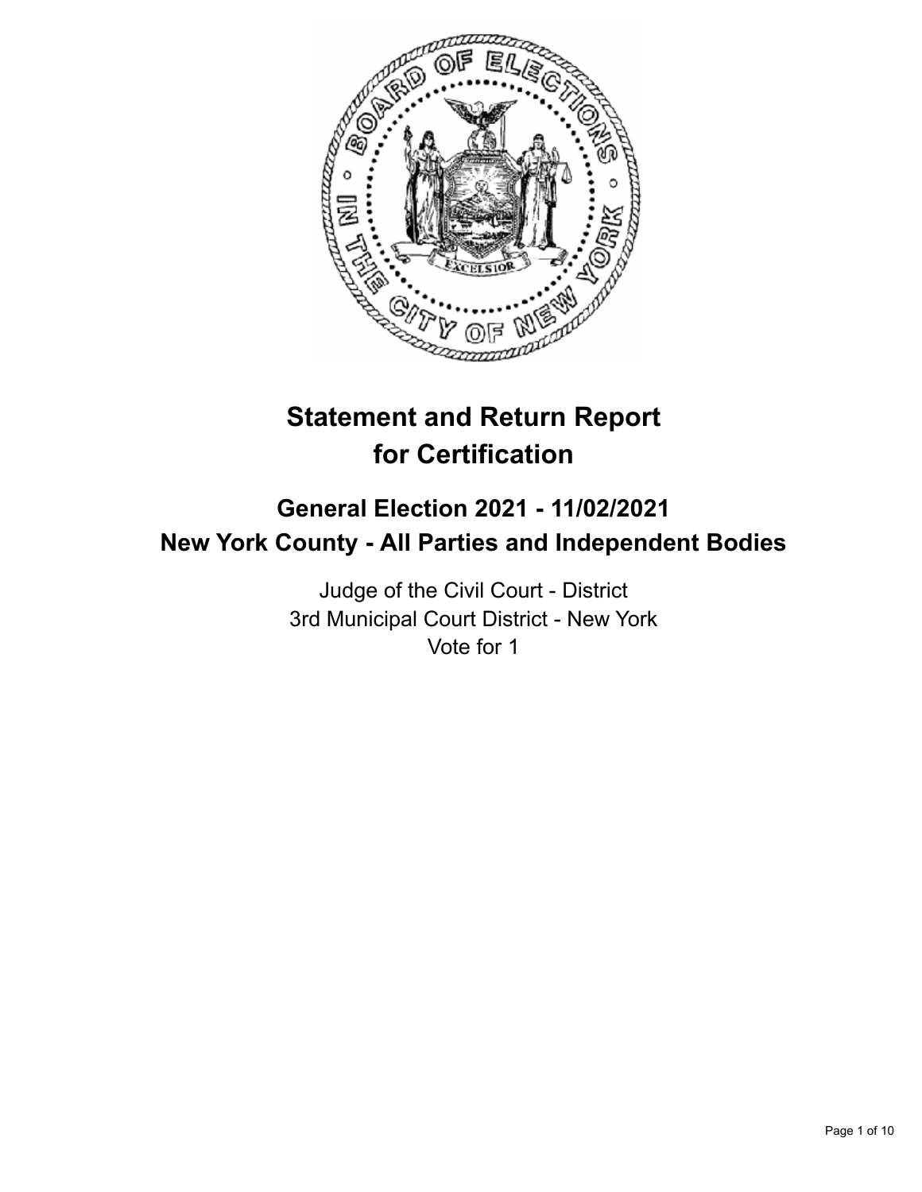# Statement and Return Report for Certification

## General Election 2021 - 11/02/2021
## New York County - All Parties and Independent Bodies

Judge of the Civil Court - District
3rd Municipal Court District - New York
Vote for 1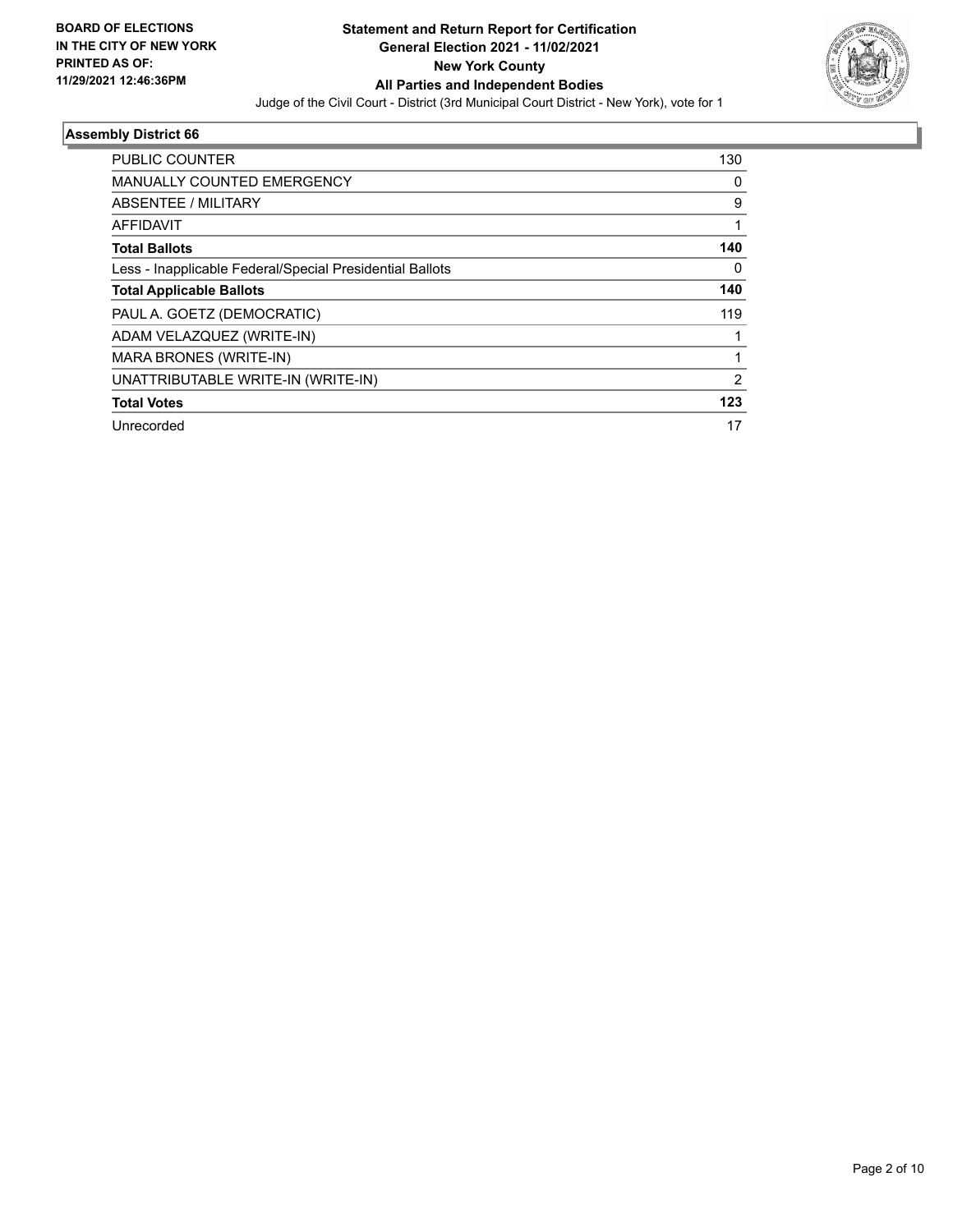BOARD OF ELECTIONS
IN THE CITY OF NEW YORK
PRINTED AS OF:
11/29/2021 12:46:36PM

**Statement and Return Report for Certification**
**General Election 2021 - 11/02/2021**
**New York County**
**All Parties and Independent Bodies**
Judge of the Civil Court - District (3rd Municipal Court District - New York), vote for 1

## Assembly District 66

| | |
|---|---|
| PUBLIC COUNTER | 130 |
| MANUALLY COUNTED EMERGENCY | 0 |
| ABSENTEE / MILITARY | 9 |
| AFFIDAVIT | 1 |
| **Total Ballots** | **140** |
| Less - Inapplicable Federal/Special Presidential Ballots | 0 |
| **Total Applicable Ballots** | **140** |
| PAUL A. GOETZ (DEMOCRATIC) | 119 |
| ADAM VELAZQUEZ (WRITE-IN) | 1 |
| MARA BRONES (WRITE-IN) | 1 |
| UNATTRIBUTABLE WRITE-IN (WRITE-IN) | 2 |
| **Total Votes** | **123** |
| Unrecorded | 17 |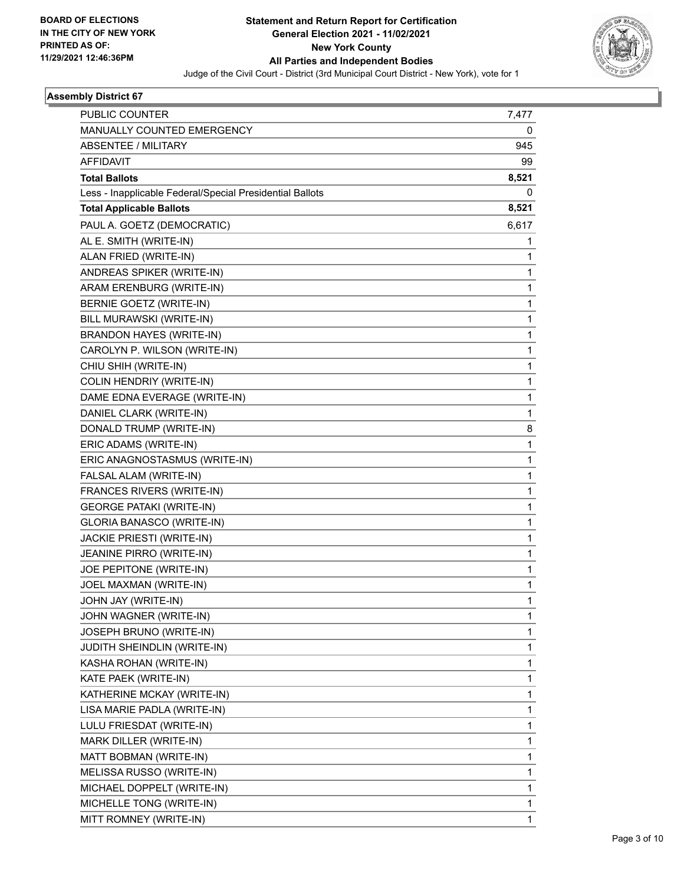**Statement and Return Report for Certification**
**General Election 2021 - 11/02/2021**
**New York County**
**All Parties and Independent Bodies**
Judge of the Civil Court - District (3rd Municipal Court District - New York), vote for 1

BOARD OF ELECTIONS IN THE CITY OF NEW YORK
PRINTED AS OF: 11/29/2021 12:46:36PM

## Assembly District 67

| | |
|---|---|
| PUBLIC COUNTER | 7,477 |
| MANUALLY COUNTED EMERGENCY | 0 |
| ABSENTEE / MILITARY | 945 |
| AFFIDAVIT | 99 |
| **Total Ballots** | **8,521** |
| Less - Inapplicable Federal/Special Presidential Ballots | 0 |
| **Total Applicable Ballots** | **8,521** |
| PAUL A. GOETZ (DEMOCRATIC) | 6,617 |
| AL E. SMITH (WRITE-IN) | 1 |
| ALAN FRIED (WRITE-IN) | 1 |
| ANDREAS SPIKER (WRITE-IN) | 1 |
| ARAM ERENBURG (WRITE-IN) | 1 |
| BERNIE GOETZ (WRITE-IN) | 1 |
| BILL MURAWSKI (WRITE-IN) | 1 |
| BRANDON HAYES (WRITE-IN) | 1 |
| CAROLYN P. WILSON (WRITE-IN) | 1 |
| CHIU SHIH (WRITE-IN) | 1 |
| COLIN HENDRIY (WRITE-IN) | 1 |
| DAME EDNA EVERAGE (WRITE-IN) | 1 |
| DANIEL CLARK (WRITE-IN) | 1 |
| DONALD TRUMP (WRITE-IN) | 8 |
| ERIC ADAMS (WRITE-IN) | 1 |
| ERIC ANAGNOSTASMUS (WRITE-IN) | 1 |
| FALSAL ALAM (WRITE-IN) | 1 |
| FRANCES RIVERS (WRITE-IN) | 1 |
| GEORGE PATAKI (WRITE-IN) | 1 |
| GLORIA BANASCO (WRITE-IN) | 1 |
| JACKIE PRIESTI (WRITE-IN) | 1 |
| JEANINE PIRRO (WRITE-IN) | 1 |
| JOE PEPITONE (WRITE-IN) | 1 |
| JOEL MAXMAN (WRITE-IN) | 1 |
| JOHN JAY (WRITE-IN) | 1 |
| JOHN WAGNER (WRITE-IN) | 1 |
| JOSEPH BRUNO (WRITE-IN) | 1 |
| JUDITH SHEINDLIN (WRITE-IN) | 1 |
| KASHA ROHAN (WRITE-IN) | 1 |
| KATE PAEK (WRITE-IN) | 1 |
| KATHERINE MCKAY (WRITE-IN) | 1 |
| LISA MARIE PADLA (WRITE-IN) | 1 |
| LULU FRIESDAT (WRITE-IN) | 1 |
| MARK DILLER (WRITE-IN) | 1 |
| MATT BOBMAN (WRITE-IN) | 1 |
| MELISSA RUSSO (WRITE-IN) | 1 |
| MICHAEL DOPPELT (WRITE-IN) | 1 |
| MICHELLE TONG (WRITE-IN) | 1 |
| MITT ROMNEY (WRITE-IN) | 1 |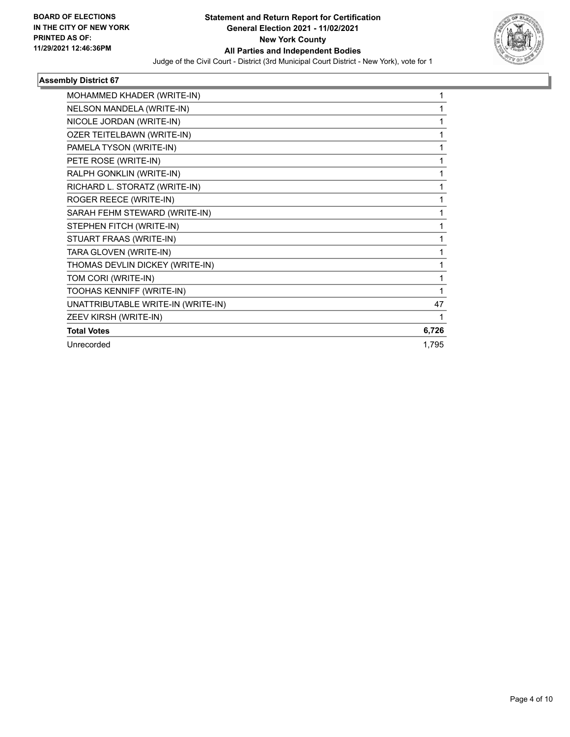**BOARD OF ELECTIONS IN THE CITY OF NEW YORK PRINTED AS OF: 11/29/2021 12:46:36PM**

# Statement and Return Report for Certification
## General Election 2021 - 11/02/2021
## New York County
## All Parties and Independent Bodies

Judge of the Civil Court - District (3rd Municipal Court District - New York), vote for 1

### Assembly District 67

| | |
|---|---|
| MOHAMMED KHADER (WRITE-IN) | 1 |
| NELSON MANDELA (WRITE-IN) | 1 |
| NICOLE JORDAN (WRITE-IN) | 1 |
| OZER TEITELBAWN (WRITE-IN) | 1 |
| PAMELA TYSON (WRITE-IN) | 1 |
| PETE ROSE (WRITE-IN) | 1 |
| RALPH GONKLIN (WRITE-IN) | 1 |
| RICHARD L. STORATZ (WRITE-IN) | 1 |
| ROGER REECE (WRITE-IN) | 1 |
| SARAH FEHM STEWARD (WRITE-IN) | 1 |
| STEPHEN FITCH (WRITE-IN) | 1 |
| STUART FRAAS (WRITE-IN) | 1 |
| TARA GLOVEN (WRITE-IN) | 1 |
| THOMAS DEVLIN DICKEY (WRITE-IN) | 1 |
| TOM CORI (WRITE-IN) | 1 |
| TOOHAS KENNIFF (WRITE-IN) | 1 |
| UNATTRIBUTABLE WRITE-IN (WRITE-IN) | 47 |
| ZEEV KIRSH (WRITE-IN) | 1 |
| **Total Votes** | **6,726** |
| Unrecorded | 1,795 |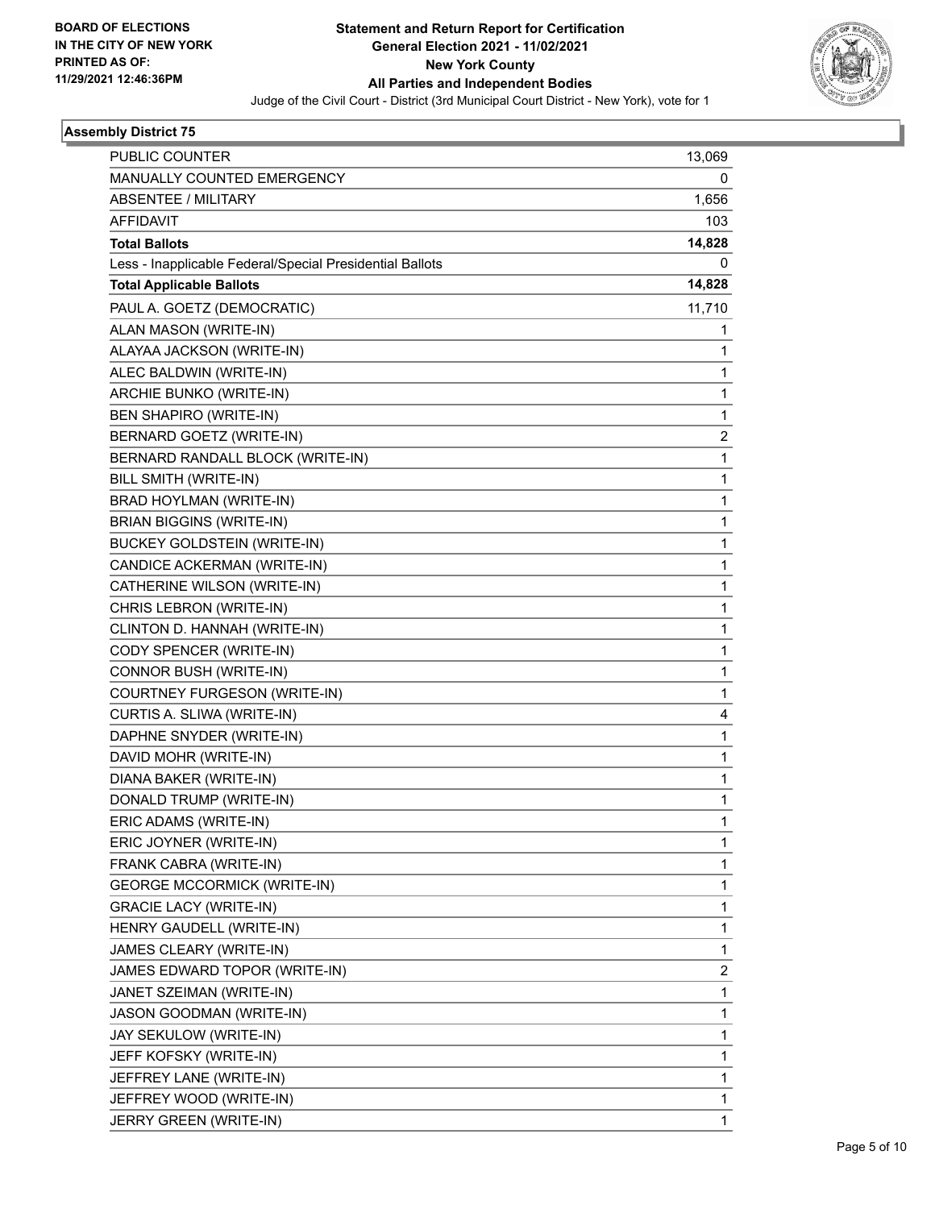**BOARD OF ELECTIONS IN THE CITY OF NEW YORK PRINTED AS OF: 11/29/2021 12:46:36PM**

**Statement and Return Report for Certification General Election 2021 - 11/02/2021 New York County All Parties and Independent Bodies**

Judge of the Civil Court - District (3rd Municipal Court District - New York), vote for 1

### Assembly District 75

| | |
|---|---|
| PUBLIC COUNTER | 13,069 |
| MANUALLY COUNTED EMERGENCY | 0 |
| ABSENTEE / MILITARY | 1,656 |
| AFFIDAVIT | 103 |
| **Total Ballots** | **14,828** |
| Less - Inapplicable Federal/Special Presidential Ballots | 0 |
| **Total Applicable Ballots** | **14,828** |
| PAUL A. GOETZ (DEMOCRATIC) | 11,710 |
| ALAN MASON (WRITE-IN) | 1 |
| ALAYAA JACKSON (WRITE-IN) | 1 |
| ALEC BALDWIN (WRITE-IN) | 1 |
| ARCHIE BUNKO (WRITE-IN) | 1 |
| BEN SHAPIRO (WRITE-IN) | 1 |
| BERNARD GOETZ (WRITE-IN) | 2 |
| BERNARD RANDALL BLOCK (WRITE-IN) | 1 |
| BILL SMITH (WRITE-IN) | 1 |
| BRAD HOYLMAN (WRITE-IN) | 1 |
| BRIAN BIGGINS (WRITE-IN) | 1 |
| BUCKEY GOLDSTEIN (WRITE-IN) | 1 |
| CANDICE ACKERMAN (WRITE-IN) | 1 |
| CATHERINE WILSON (WRITE-IN) | 1 |
| CHRIS LEBRON (WRITE-IN) | 1 |
| CLINTON D. HANNAH (WRITE-IN) | 1 |
| CODY SPENCER (WRITE-IN) | 1 |
| CONNOR BUSH (WRITE-IN) | 1 |
| COURTNEY FURGESON (WRITE-IN) | 1 |
| CURTIS A. SLIWA (WRITE-IN) | 4 |
| DAPHNE SNYDER (WRITE-IN) | 1 |
| DAVID MOHR (WRITE-IN) | 1 |
| DIANA BAKER (WRITE-IN) | 1 |
| DONALD TRUMP (WRITE-IN) | 1 |
| ERIC ADAMS (WRITE-IN) | 1 |
| ERIC JOYNER (WRITE-IN) | 1 |
| FRANK CABRA (WRITE-IN) | 1 |
| GEORGE MCCORMICK (WRITE-IN) | 1 |
| GRACIE LACY (WRITE-IN) | 1 |
| HENRY GAUDELL (WRITE-IN) | 1 |
| JAMES CLEARY (WRITE-IN) | 1 |
| JAMES EDWARD TOPOR (WRITE-IN) | 2 |
| JANET SZEIMAN (WRITE-IN) | 1 |
| JASON GOODMAN (WRITE-IN) | 1 |
| JAY SEKULOW (WRITE-IN) | 1 |
| JEFF KOFSKY (WRITE-IN) | 1 |
| JEFFREY LANE (WRITE-IN) | 1 |
| JEFFREY WOOD (WRITE-IN) | 1 |
| JERRY GREEN (WRITE-IN) | 1 |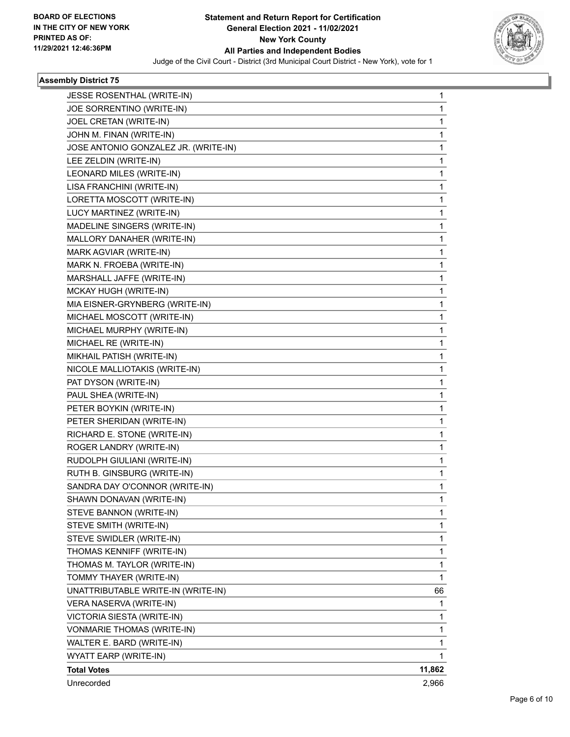**BOARD OF ELECTIONS IN THE CITY OF NEW YORK PRINTED AS OF: 11/29/2021 12:46:36PM**

# Statement and Return Report for Certification
## General Election 2021 - 11/02/2021
## New York County
## All Parties and Independent Bodies

Judge of the Civil Court - District (3rd Municipal Court District - New York), vote for 1

### Assembly District 75

| | |
|---|---|
| JESSE ROSENTHAL (WRITE-IN) | 1 |
| JOE SORRENTINO (WRITE-IN) | 1 |
| JOEL CRETAN (WRITE-IN) | 1 |
| JOHN M. FINAN (WRITE-IN) | 1 |
| JOSE ANTONIO GONZALEZ JR. (WRITE-IN) | 1 |
| LEE ZELDIN (WRITE-IN) | 1 |
| LEONARD MILES (WRITE-IN) | 1 |
| LISA FRANCHINI (WRITE-IN) | 1 |
| LORETTA MOSCOTT (WRITE-IN) | 1 |
| LUCY MARTINEZ (WRITE-IN) | 1 |
| MADELINE SINGERS (WRITE-IN) | 1 |
| MALLORY DANAHER (WRITE-IN) | 1 |
| MARK AGVIAR (WRITE-IN) | 1 |
| MARK N. FROEBA (WRITE-IN) | 1 |
| MARSHALL JAFFE (WRITE-IN) | 1 |
| MCKAY HUGH (WRITE-IN) | 1 |
| MIA EISNER-GRYNBERG (WRITE-IN) | 1 |
| MICHAEL MOSCOTT (WRITE-IN) | 1 |
| MICHAEL MURPHY (WRITE-IN) | 1 |
| MICHAEL RE (WRITE-IN) | 1 |
| MIKHAIL PATISH (WRITE-IN) | 1 |
| NICOLE MALLIOTAKIS (WRITE-IN) | 1 |
| PAT DYSON (WRITE-IN) | 1 |
| PAUL SHEA (WRITE-IN) | 1 |
| PETER BOYKIN (WRITE-IN) | 1 |
| PETER SHERIDAN (WRITE-IN) | 1 |
| RICHARD E. STONE (WRITE-IN) | 1 |
| ROGER LANDRY (WRITE-IN) | 1 |
| RUDOLPH GIULIANI (WRITE-IN) | 1 |
| RUTH B. GINSBURG (WRITE-IN) | 1 |
| SANDRA DAY O'CONNOR (WRITE-IN) | 1 |
| SHAWN DONAVAN (WRITE-IN) | 1 |
| STEVE BANNON (WRITE-IN) | 1 |
| STEVE SMITH (WRITE-IN) | 1 |
| STEVE SWIDLER (WRITE-IN) | 1 |
| THOMAS KENNIFF (WRITE-IN) | 1 |
| THOMAS M. TAYLOR (WRITE-IN) | 1 |
| TOMMY THAYER (WRITE-IN) | 1 |
| UNATTRIBUTABLE WRITE-IN (WRITE-IN) | 66 |
| VERA NASERVA (WRITE-IN) | 1 |
| VICTORIA SIESTA (WRITE-IN) | 1 |
| VONMARIE THOMAS (WRITE-IN) | 1 |
| WALTER E. BARD (WRITE-IN) | 1 |
| WYATT EARP (WRITE-IN) | 1 |
| **Total Votes** | **11,862** |
| Unrecorded | 2,966 |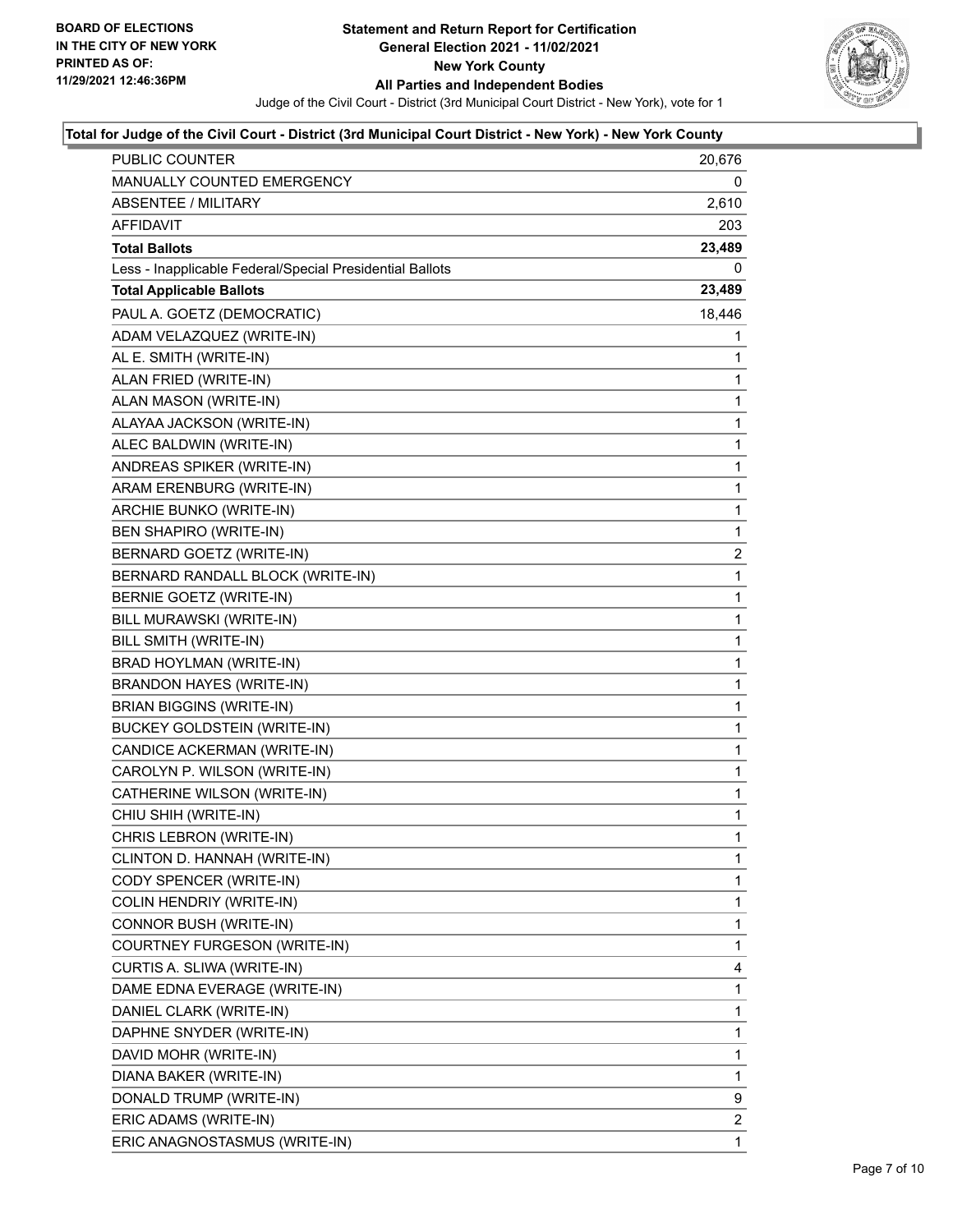**Statement and Return Report for Certification**
**General Election 2021 - 11/02/2021**
**New York County**
**All Parties and Independent Bodies**

Judge of the Civil Court - District (3rd Municipal Court District - New York), vote for 1

BOARD OF ELECTIONS
IN THE CITY OF NEW YORK
PRINTED AS OF:
11/29/2021 12:46:36PM

### Total for Judge of the Civil Court - District (3rd Municipal Court District - New York) - New York County

| | |
|---|---|
| PUBLIC COUNTER | 20,676 |
| MANUALLY COUNTED EMERGENCY | 0 |
| ABSENTEE / MILITARY | 2,610 |
| AFFIDAVIT | 203 |
| **Total Ballots** | **23,489** |
| Less - Inapplicable Federal/Special Presidential Ballots | 0 |
| **Total Applicable Ballots** | **23,489** |
| PAUL A. GOETZ (DEMOCRATIC) | 18,446 |
| ADAM VELAZQUEZ (WRITE-IN) | 1 |
| AL E. SMITH (WRITE-IN) | 1 |
| ALAN FRIED (WRITE-IN) | 1 |
| ALAN MASON (WRITE-IN) | 1 |
| ALAYAA JACKSON (WRITE-IN) | 1 |
| ALEC BALDWIN (WRITE-IN) | 1 |
| ANDREAS SPIKER (WRITE-IN) | 1 |
| ARAM ERENBURG (WRITE-IN) | 1 |
| ARCHIE BUNKO (WRITE-IN) | 1 |
| BEN SHAPIRO (WRITE-IN) | 1 |
| BERNARD GOETZ (WRITE-IN) | 2 |
| BERNARD RANDALL BLOCK (WRITE-IN) | 1 |
| BERNIE GOETZ (WRITE-IN) | 1 |
| BILL MURAWSKI (WRITE-IN) | 1 |
| BILL SMITH (WRITE-IN) | 1 |
| BRAD HOYLMAN (WRITE-IN) | 1 |
| BRANDON HAYES (WRITE-IN) | 1 |
| BRIAN BIGGINS (WRITE-IN) | 1 |
| BUCKEY GOLDSTEIN (WRITE-IN) | 1 |
| CANDICE ACKERMAN (WRITE-IN) | 1 |
| CAROLYN P. WILSON (WRITE-IN) | 1 |
| CATHERINE WILSON (WRITE-IN) | 1 |
| CHIU SHIH (WRITE-IN) | 1 |
| CHRIS LEBRON (WRITE-IN) | 1 |
| CLINTON D. HANNAH (WRITE-IN) | 1 |
| CODY SPENCER (WRITE-IN) | 1 |
| COLIN HENDRIY (WRITE-IN) | 1 |
| CONNOR BUSH (WRITE-IN) | 1 |
| COURTNEY FURGESON (WRITE-IN) | 1 |
| CURTIS A. SLIWA (WRITE-IN) | 4 |
| DAME EDNA EVERAGE (WRITE-IN) | 1 |
| DANIEL CLARK (WRITE-IN) | 1 |
| DAPHNE SNYDER (WRITE-IN) | 1 |
| DAVID MOHR (WRITE-IN) | 1 |
| DIANA BAKER (WRITE-IN) | 1 |
| DONALD TRUMP (WRITE-IN) | 9 |
| ERIC ADAMS (WRITE-IN) | 2 |
| ERIC ANAGNOSTASMUS (WRITE-IN) | 1 |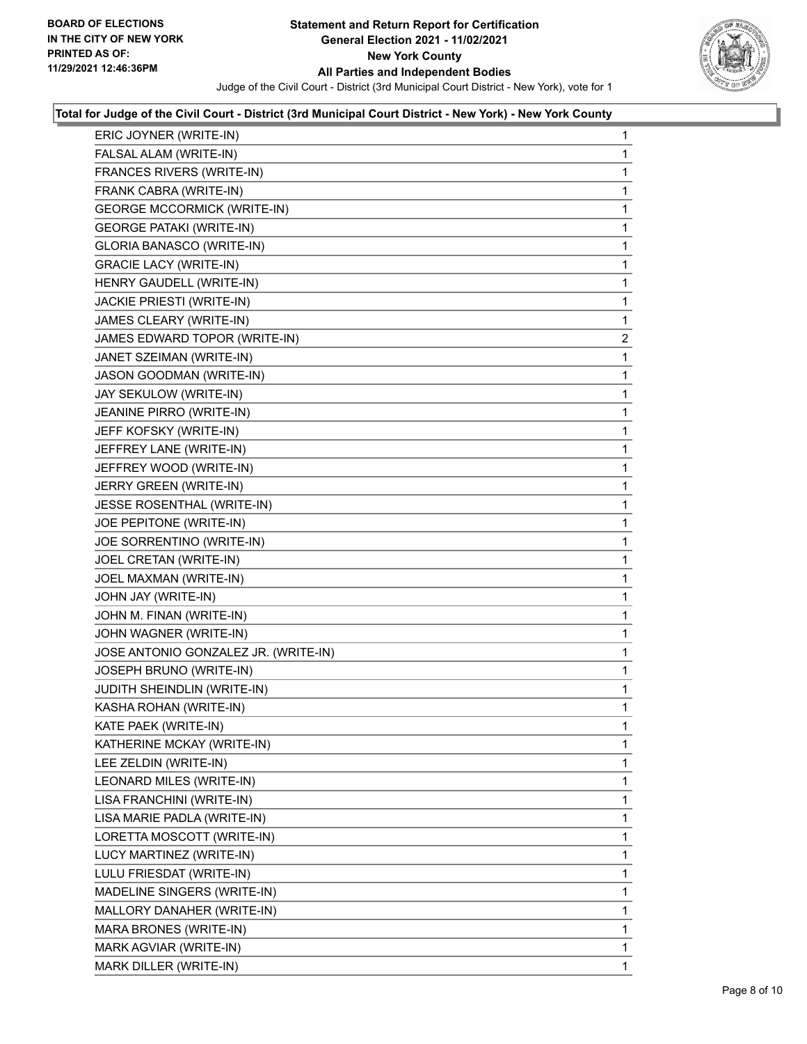**Total for Judge of the Civil Court - District (3rd Municipal Court District - New York) - New York County**

| | |
|---|---|
| ERIC JOYNER (WRITE-IN) | 1 |
| FALSAL ALAM (WRITE-IN) | 1 |
| FRANCES RIVERS (WRITE-IN) | 1 |
| FRANK CABRA (WRITE-IN) | 1 |
| GEORGE MCCORMICK (WRITE-IN) | 1 |
| GEORGE PATAKI (WRITE-IN) | 1 |
| GLORIA BANASCO (WRITE-IN) | 1 |
| GRACIE LACY (WRITE-IN) | 1 |
| HENRY GAUDELL (WRITE-IN) | 1 |
| JACKIE PRIESTI (WRITE-IN) | 1 |
| JAMES CLEARY (WRITE-IN) | 1 |
| JAMES EDWARD TOPOR (WRITE-IN) | 2 |
| JANET SZEIMAN (WRITE-IN) | 1 |
| JASON GOODMAN (WRITE-IN) | 1 |
| JAY SEKULOW (WRITE-IN) | 1 |
| JEANINE PIRRO (WRITE-IN) | 1 |
| JEFF KOFSKY (WRITE-IN) | 1 |
| JEFFREY LANE (WRITE-IN) | 1 |
| JEFFREY WOOD (WRITE-IN) | 1 |
| JERRY GREEN (WRITE-IN) | 1 |
| JESSE ROSENTHAL (WRITE-IN) | 1 |
| JOE PEPITONE (WRITE-IN) | 1 |
| JOE SORRENTINO (WRITE-IN) | 1 |
| JOEL CRETAN (WRITE-IN) | 1 |
| JOEL MAXMAN (WRITE-IN) | 1 |
| JOHN JAY (WRITE-IN) | 1 |
| JOHN M. FINAN (WRITE-IN) | 1 |
| JOHN WAGNER (WRITE-IN) | 1 |
| JOSE ANTONIO GONZALEZ JR. (WRITE-IN) | 1 |
| JOSEPH BRUNO (WRITE-IN) | 1 |
| JUDITH SHEINDLIN (WRITE-IN) | 1 |
| KASHA ROHAN (WRITE-IN) | 1 |
| KATE PAEK (WRITE-IN) | 1 |
| KATHERINE MCKAY (WRITE-IN) | 1 |
| LEE ZELDIN (WRITE-IN) | 1 |
| LEONARD MILES (WRITE-IN) | 1 |
| LISA FRANCHINI (WRITE-IN) | 1 |
| LISA MARIE PADLA (WRITE-IN) | 1 |
| LORETTA MOSCOTT (WRITE-IN) | 1 |
| LUCY MARTINEZ (WRITE-IN) | 1 |
| LULU FRIESDAT (WRITE-IN) | 1 |
| MADELINE SINGERS (WRITE-IN) | 1 |
| MALLORY DANAHER (WRITE-IN) | 1 |
| MARA BRONES (WRITE-IN) | 1 |
| MARK AGVIAR (WRITE-IN) | 1 |
| MARK DILLER (WRITE-IN) | 1 |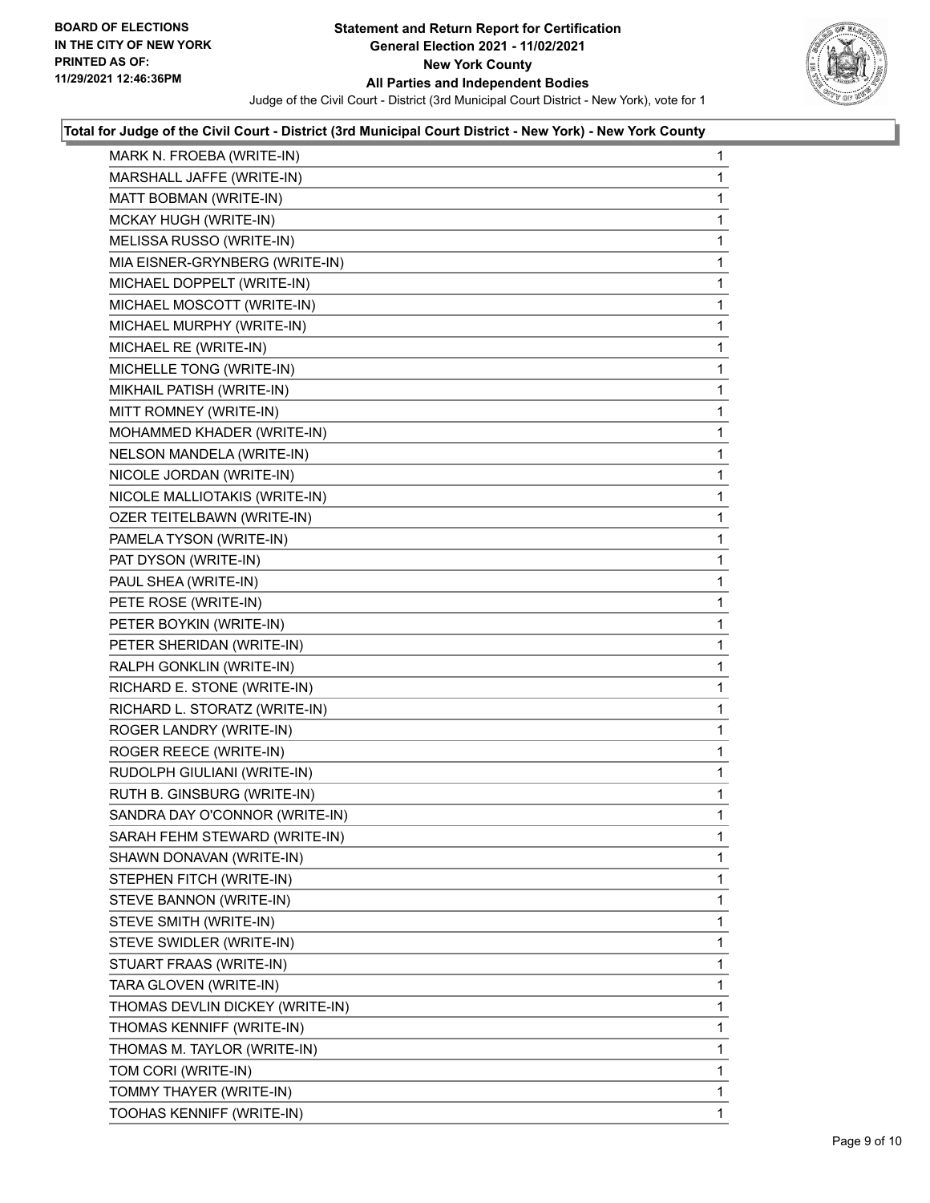**Total for Judge of the Civil Court - District (3rd Municipal Court District - New York) - New York County**

| Candidate | Votes |
|---|---|
| MARK N. FROEBA (WRITE-IN) | 1 |
| MARSHALL JAFFE (WRITE-IN) | 1 |
| MATT BOBMAN (WRITE-IN) | 1 |
| MCKAY HUGH (WRITE-IN) | 1 |
| MELISSA RUSSO (WRITE-IN) | 1 |
| MIA EISNER-GRYNBERG (WRITE-IN) | 1 |
| MICHAEL DOPPELT (WRITE-IN) | 1 |
| MICHAEL MOSCOTT (WRITE-IN) | 1 |
| MICHAEL MURPHY (WRITE-IN) | 1 |
| MICHAEL RE (WRITE-IN) | 1 |
| MICHELLE TONG (WRITE-IN) | 1 |
| MIKHAIL PATISH (WRITE-IN) | 1 |
| MITT ROMNEY (WRITE-IN) | 1 |
| MOHAMMED KHADER (WRITE-IN) | 1 |
| NELSON MANDELA (WRITE-IN) | 1 |
| NICOLE JORDAN (WRITE-IN) | 1 |
| NICOLE MALLIOTAKIS (WRITE-IN) | 1 |
| OZER TEITELBAWN (WRITE-IN) | 1 |
| PAMELA TYSON (WRITE-IN) | 1 |
| PAT DYSON (WRITE-IN) | 1 |
| PAUL SHEA (WRITE-IN) | 1 |
| PETE ROSE (WRITE-IN) | 1 |
| PETER BOYKIN (WRITE-IN) | 1 |
| PETER SHERIDAN (WRITE-IN) | 1 |
| RALPH GONKLIN (WRITE-IN) | 1 |
| RICHARD E. STONE (WRITE-IN) | 1 |
| RICHARD L. STORATZ (WRITE-IN) | 1 |
| ROGER LANDRY (WRITE-IN) | 1 |
| ROGER REECE (WRITE-IN) | 1 |
| RUDOLPH GIULIANI (WRITE-IN) | 1 |
| RUTH B. GINSBURG (WRITE-IN) | 1 |
| SANDRA DAY O'CONNOR (WRITE-IN) | 1 |
| SARAH FEHM STEWARD (WRITE-IN) | 1 |
| SHAWN DONAVAN (WRITE-IN) | 1 |
| STEPHEN FITCH (WRITE-IN) | 1 |
| STEVE BANNON (WRITE-IN) | 1 |
| STEVE SMITH (WRITE-IN) | 1 |
| STEVE SWIDLER (WRITE-IN) | 1 |
| STUART FRAAS (WRITE-IN) | 1 |
| TARA GLOVEN (WRITE-IN) | 1 |
| THOMAS DEVLIN DICKEY (WRITE-IN) | 1 |
| THOMAS KENNIFF (WRITE-IN) | 1 |
| THOMAS M. TAYLOR (WRITE-IN) | 1 |
| TOM CORI (WRITE-IN) | 1 |
| TOMMY THAYER (WRITE-IN) | 1 |
| TOOHAS KENNIFF (WRITE-IN) | 1 |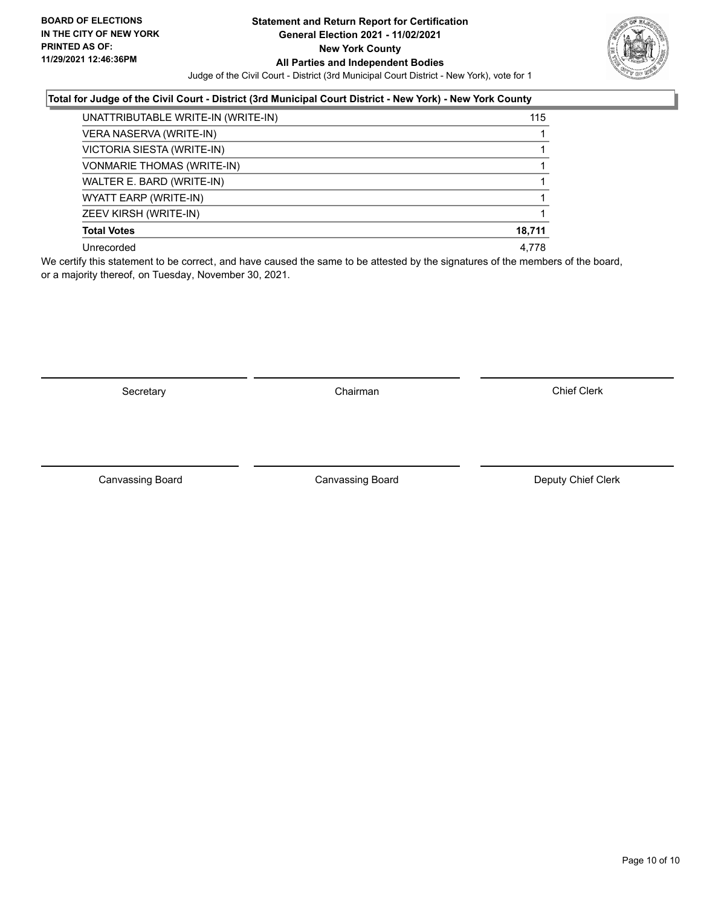**BOARD OF ELECTIONS IN THE CITY OF NEW YORK PRINTED AS OF: 11/29/2021 12:46:36PM**

**Statement and Return Report for Certification General Election 2021 - 11/02/2021 New York County All Parties and Independent Bodies**

Judge of the Civil Court - District (3rd Municipal Court District - New York), vote for 1

**Total for Judge of the Civil Court - District (3rd Municipal Court District - New York) - New York County**

| | |
|---|---|
| UNATTRIBUTABLE WRITE-IN (WRITE-IN) | 115 |
| VERA NASERVA (WRITE-IN) | 1 |
| VICTORIA SIESTA (WRITE-IN) | 1 |
| VONMARIE THOMAS (WRITE-IN) | 1 |
| WALTER E. BARD (WRITE-IN) | 1 |
| WYATT EARP (WRITE-IN) | 1 |
| ZEEV KIRSH (WRITE-IN) | 1 |
| **Total Votes** | **18,711** |
| Unrecorded | 4,778 |

We certify this statement to be correct, and have caused the same to be attested by the signatures of the members of the board, or a majority thereof, on Tuesday, November 30, 2021.

Secretary | Chairman | Chief Clerk

Canvassing Board | Canvassing Board | Deputy Chief Clerk